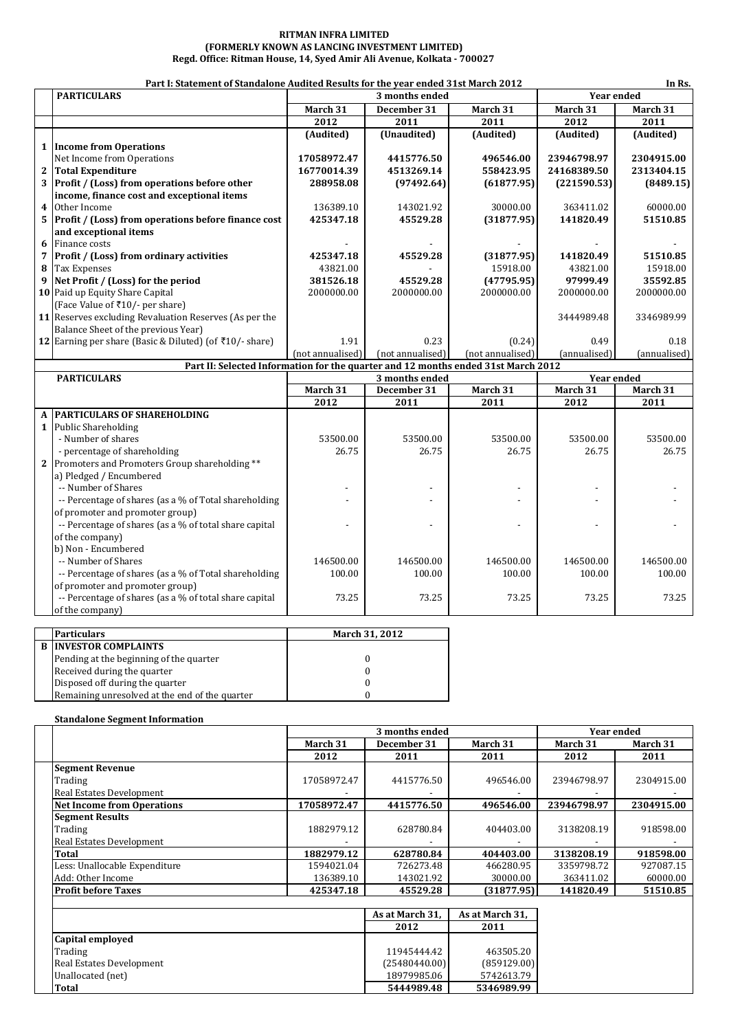**RITMAN INFRA LIMITED**
**(FORMERLY KNOWN AS LANCING INVESTMENT LIMITED)**
**Regd. Office: Ritman House, 14, Syed Amir Ali Avenue, Kolkata - 700027**

**Part I: Statement of Standalone Audited Results for the year ended 31st March 2012** In Rs.

| | PARTICULARS | 3 months ended | | | Year ended | |
|---|---|---|---|---|---|---|
| | | March 31 | December 31 | March 31 | March 31 | March 31 |
| | | 2012 | 2011 | 2011 | 2012 | 2011 |
| | | (Audited) | (Unaudited) | (Audited) | (Audited) | (Audited) |
| 1 | **Income from Operations** | | | | | |
| | Net Income from Operations | **17058972.47** | **4415776.50** | **496546.00** | **23946798.97** | **2304915.00** |
| 2 | **Total Expenditure** | **16770014.39** | **4513269.14** | **558423.95** | **24168389.50** | **2313404.15** |
| 3 | **Profit / (Loss) from operations before other income, finance cost and exceptional items** | **288958.08** | **(97492.64)** | **(61877.95)** | **(221590.53)** | **(8489.15)** |
| 4 | Other Income | 136389.10 | 143021.92 | 30000.00 | 363411.02 | 60000.00 |
| 5 | **Profit / (Loss) from operations before finance cost and exceptional items** | **425347.18** | **45529.28** | **(31877.95)** | **141820.49** | **51510.85** |
| 6 | Finance costs | - | - | - | - | - |
| 7 | **Profit / (Loss) from ordinary activities** | **425347.18** | **45529.28** | **(31877.95)** | **141820.49** | **51510.85** |
| 8 | Tax Expenses | 43821.00 | - | 15918.00 | 43821.00 | 15918.00 |
| 9 | **Net Profit / (Loss) for the period** | **381526.18** | **45529.28** | **(47795.95)** | **97999.49** | **35592.85** |
| 10 | Paid up Equity Share Capital (Face Value of ₹10/- per share) | 2000000.00 | 2000000.00 | 2000000.00 | 2000000.00 | 2000000.00 |
| 11 | Reserves excluding Revaluation Reserves (As per the Balance Sheet of the previous Year) | | | | 3444989.48 | 3346989.99 |
| 12 | Earning per share (Basic & Diluted) (of ₹10/- share) | 1.91 | 0.23 | (0.24) | 0.49 | 0.18 |
| | | (not annualised) | (not annualised) | (not annualised) | (annualised) | (annualised) |

**Part II: Selected Information for the quarter and 12 months ended 31st March 2012**

| | PARTICULARS | 3 months ended | | | Year ended | |
|---|---|---|---|---|---|---|
| | | March 31 | December 31 | March 31 | March 31 | March 31 |
| | | 2012 | 2011 | 2011 | 2012 | 2011 |
| A | **PARTICULARS OF SHAREHOLDING** | | | | | |
| 1 | Public Shareholding | | | | | |
| | - Number of shares | 53500.00 | 53500.00 | 53500.00 | 53500.00 | 53500.00 |
| | - percentage of shareholding | 26.75 | 26.75 | 26.75 | 26.75 | 26.75 |
| 2 | Promoters and Promoters Group shareholding ** | | | | | |
| | a) Pledged / Encumbered | | | | | |
| | -- Number of Shares | - | - | - | - | - |
| | -- Percentage of shares (as a % of Total shareholding of promoter and promoter group) | - | - | - | - | - |
| | -- Percentage of shares (as a % of total share capital of the company) | - | - | - | - | - |
| | b) Non - Encumbered | | | | | |
| | -- Number of Shares | 146500.00 | 146500.00 | 146500.00 | 146500.00 | 146500.00 |
| | -- Percentage of shares (as a % of Total shareholding of promoter and promoter group) | 100.00 | 100.00 | 100.00 | 100.00 | 100.00 |
| | -- Percentage of shares (as a % of total share capital of the company) | 73.25 | 73.25 | 73.25 | 73.25 | 73.25 |

| | Particulars | March 31, 2012 |
|---|---|---|
| B | **INVESTOR COMPLAINTS** | |
| | Pending at the beginning of the quarter | 0 |
| | Received during the quarter | 0 |
| | Disposed off during the quarter | 0 |
| | Remaining unresolved at the end of the quarter | 0 |

**Standalone Segment Information**

| | 3 months ended | | | Year ended | |
|---|---|---|---|---|---|
| | March 31 | December 31 | March 31 | March 31 | March 31 |
| | 2012 | 2011 | 2011 | 2012 | 2011 |
| **Segment Revenue** | | | | | |
| Trading | 17058972.47 | 4415776.50 | 496546.00 | 23946798.97 | 2304915.00 |
| Real Estates Development | - | - | - | - | - |
| **Net Income from Operations** | **17058972.47** | **4415776.50** | **496546.00** | **23946798.97** | **2304915.00** |
| **Segment Results** | | | | | |
| Trading | 1882979.12 | 628780.84 | 404403.00 | 3138208.19 | 918598.00 |
| Real Estates Development | - | - | - | - | - |
| **Total** | **1882979.12** | **628780.84** | **404403.00** | **3138208.19** | **918598.00** |
| Less: Unallocable Expenditure | 1594021.04 | 726273.48 | 466280.95 | 3359798.72 | 927087.15 |
| Add: Other Income | 136389.10 | 143021.92 | 30000.00 | 363411.02 | 60000.00 |
| **Profit before Taxes** | **425347.18** | **45529.28** | **(31877.95)** | **141820.49** | **51510.85** |

| | As at March 31, 2012 | As at March 31, 2011 |
|---|---|---|
| **Capital employed** | | |
| Trading | 11945444.42 | 463505.20 |
| Real Estates Development | (25480440.00) | (859129.00) |
| Unallocated (net) | 18979985.06 | 5742613.79 |
| **Total** | **5444989.48** | **5346989.99** |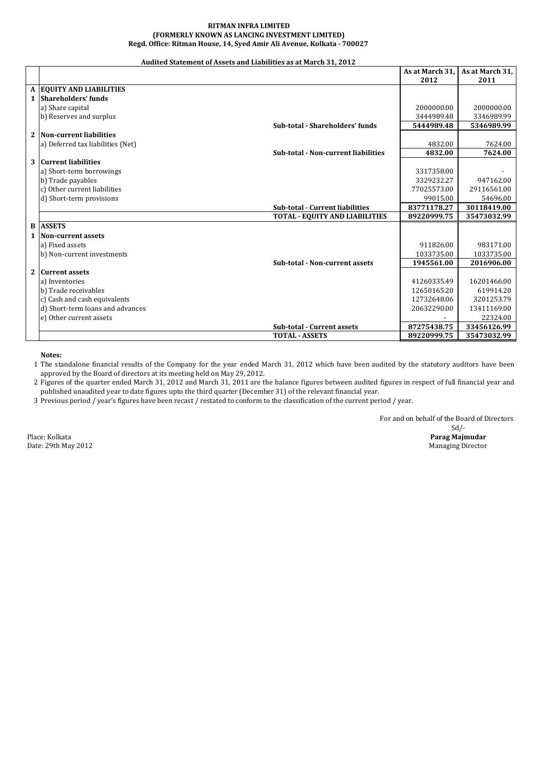**RITMAN INFRA LIMITED**
**(FORMERLY KNOWN AS LANCING INVESTMENT LIMITED)**
**Regd. Office: Ritman House, 14, Syed Amir Ali Avenue, Kolkata - 700027**

**Audited Statement of Assets and Liabilities as at March 31, 2012**

| | | | As at March 31, 2012 | As at March 31, 2011 |
|---|---|---|---|---|
| **A** | **EQUITY AND LIABILITIES** | | | |
| **1** | **Shareholders' funds** | | | |
| | a) Share capital | | 2000000.00 | 2000000.00 |
| | b) Reserves and surplus | | 3444989.48 | 3346989.99 |
| | | **Sub-total - Shareholders' funds** | **5444989.48** | **5346989.99** |
| **2** | **Non-current liabilities** | | | |
| | a) Deferred tax liabilities (Net) | | 4832.00 | 7624.00 |
| | | **Sub-total - Non-current liabilities** | **4832.00** | **7624.00** |
| **3** | **Current liabilities** | | | |
| | a) Short-term borrowings | | 3317358.00 | - |
| | b) Trade payables | | 3329232.27 | 947162.00 |
| | c) Other current liabilities | | 77025573.00 | 29116561.00 |
| | d) Short-term provisions | | 99015.00 | 54696.00 |
| | | **Sub-total - Current liabilities** | **83771178.27** | **30118419.00** |
| | | **TOTAL - EQUITY AND LIABILITIES** | **89220999.75** | **35473032.99** |
| **B** | **ASSETS** | | | |
| **1** | **Non-current assets** | | | |
| | a) Fixed assets | | 911826.00 | 983171.00 |
| | b) Non-current investments | | 1033735.00 | 1033735.00 |
| | | **Sub-total - Non-current assets** | **1945561.00** | **2016906.00** |
| **2** | **Current assets** | | | |
| | a) Inventories | | 41260335.49 | 16201466.00 |
| | b) Trade receivables | | 12650165.20 | 619914.20 |
| | c) Cash and cash equivalents | | 12732648.06 | 3201253.79 |
| | d) Short-term loans and advances | | 20632290.00 | 13411169.00 |
| | e) Other current assets | | - | 22324.00 |
| | | **Sub-total - Current assets** | **87275438.75** | **33456126.99** |
| | | **TOTAL - ASSETS** | **89220999.75** | **35473032.99** |

**Notes:**

1. The standalone financial results of the Company for the year ended March 31, 2012 which have been audited by the statutory auditors have been approved by the Board of directors at its meeting held on May 29, 2012.
2. Figures of the quarter ended March 31, 2012 and March 31, 2011 are the balance figures between audited figures in respect of full financial year and published unaudited year to date figures upto the third quarter (December 31) of the relevant financial year.
3. Previous period / year's figures have been recast / restated to conform to the classification of the current period / year.

For and on behalf of the Board of Directors
Sd/-
**Parag Majmudar**
Managing Director

Place: Kolkata
Date: 29th May 2012